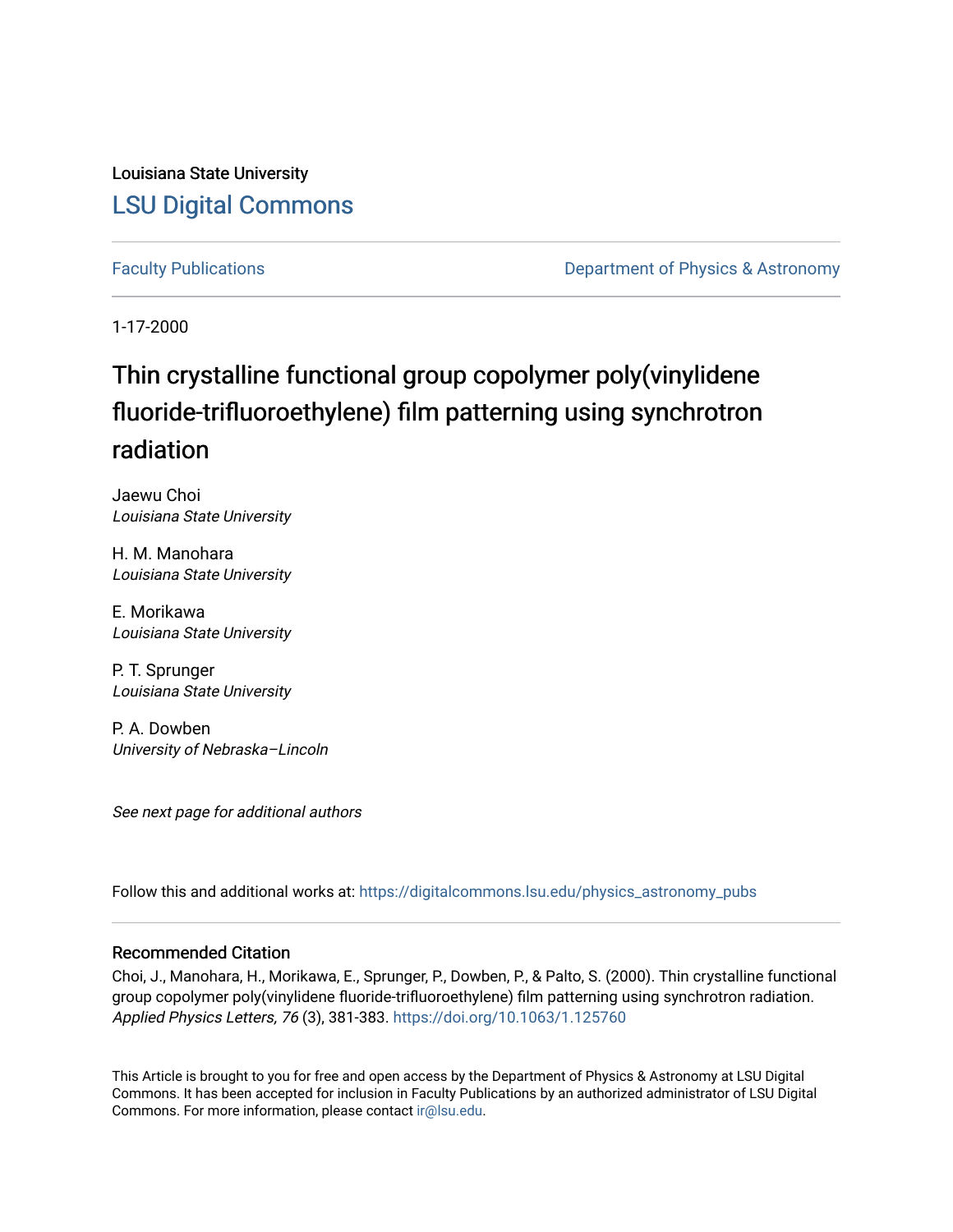Louisiana State University

## LSU Digital Commons

Faculty Publications | Department of Physics & Astronomy

1-17-2000

# Thin crystalline functional group copolymer poly(vinylidene fluoride-trifluoroethylene) film patterning using synchrotron radiation

Jaewu Choi
*Louisiana State University*

H. M. Manohara
*Louisiana State University*

E. Morikawa
*Louisiana State University*

P. T. Sprunger
*Louisiana State University*

P. A. Dowben
*University of Nebraska–Lincoln*

*See next page for additional authors*

Follow this and additional works at: https://digitalcommons.lsu.edu/physics_astronomy_pubs

### Recommended Citation

Choi, J., Manohara, H., Morikawa, E., Sprunger, P., Dowben, P., & Palto, S. (2000). Thin crystalline functional group copolymer poly(vinylidene fluoride-trifluoroethylene) film patterning using synchrotron radiation. *Applied Physics Letters, 76* (3), 381-383. https://doi.org/10.1063/1.125760

This Article is brought to you for free and open access by the Department of Physics & Astronomy at LSU Digital Commons. It has been accepted for inclusion in Faculty Publications by an authorized administrator of LSU Digital Commons. For more information, please contact ir@lsu.edu.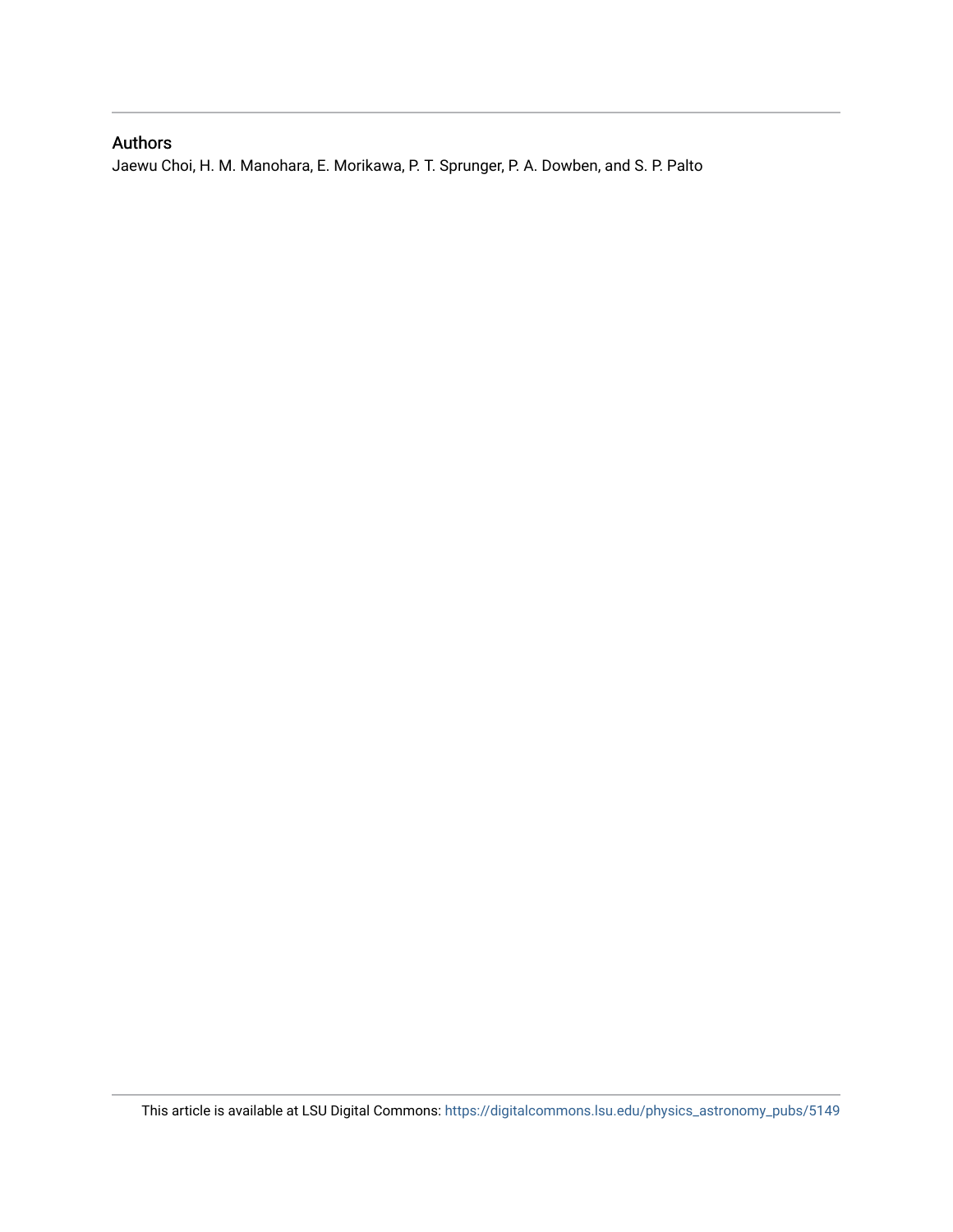## Authors

Jaewu Choi, H. M. Manohara, E. Morikawa, P. T. Sprunger, P. A. Dowben, and S. P. Palto

This article is available at LSU Digital Commons: https://digitalcommons.lsu.edu/physics_astronomy_pubs/5149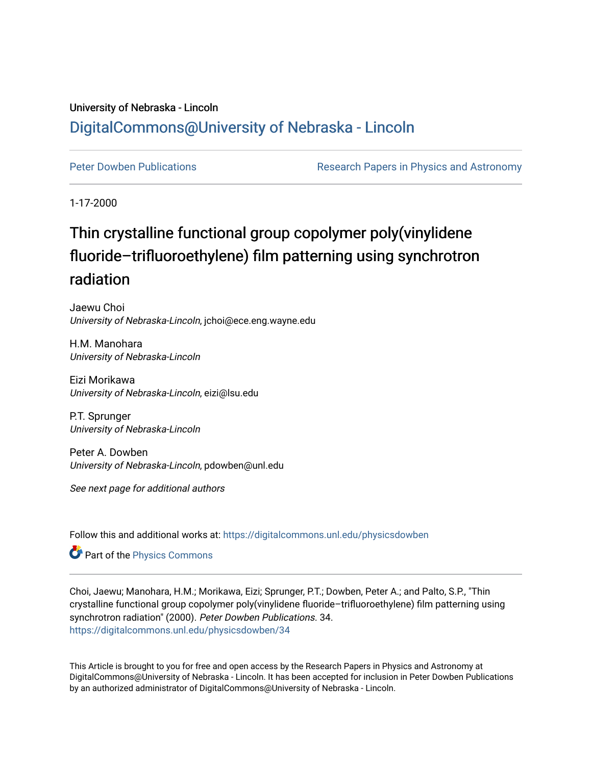University of Nebraska - Lincoln

# DigitalCommons@University of Nebraska - Lincoln

Peter Dowben Publications

Research Papers in Physics and Astronomy

1-17-2000

# Thin crystalline functional group copolymer poly(vinylidene fluoride–trifluoroethylene) film patterning using synchrotron radiation

Jaewu Choi
*University of Nebraska-Lincoln*, jchoi@ece.eng.wayne.edu

H.M. Manohara
*University of Nebraska-Lincoln*

Eizi Morikawa
*University of Nebraska-Lincoln*, eizi@lsu.edu

P.T. Sprunger
*University of Nebraska-Lincoln*

Peter A. Dowben
*University of Nebraska-Lincoln*, pdowben@unl.edu

*See next page for additional authors*

Follow this and additional works at: https://digitalcommons.unl.edu/physicsdowben

Part of the Physics Commons

Choi, Jaewu; Manohara, H.M.; Morikawa, Eizi; Sprunger, P.T.; Dowben, Peter A.; and Palto, S.P., "Thin crystalline functional group copolymer poly(vinylidene fluoride–trifluoroethylene) film patterning using synchrotron radiation" (2000). *Peter Dowben Publications*. 34.
https://digitalcommons.unl.edu/physicsdowben/34

This Article is brought to you for free and open access by the Research Papers in Physics and Astronomy at DigitalCommons@University of Nebraska - Lincoln. It has been accepted for inclusion in Peter Dowben Publications by an authorized administrator of DigitalCommons@University of Nebraska - Lincoln.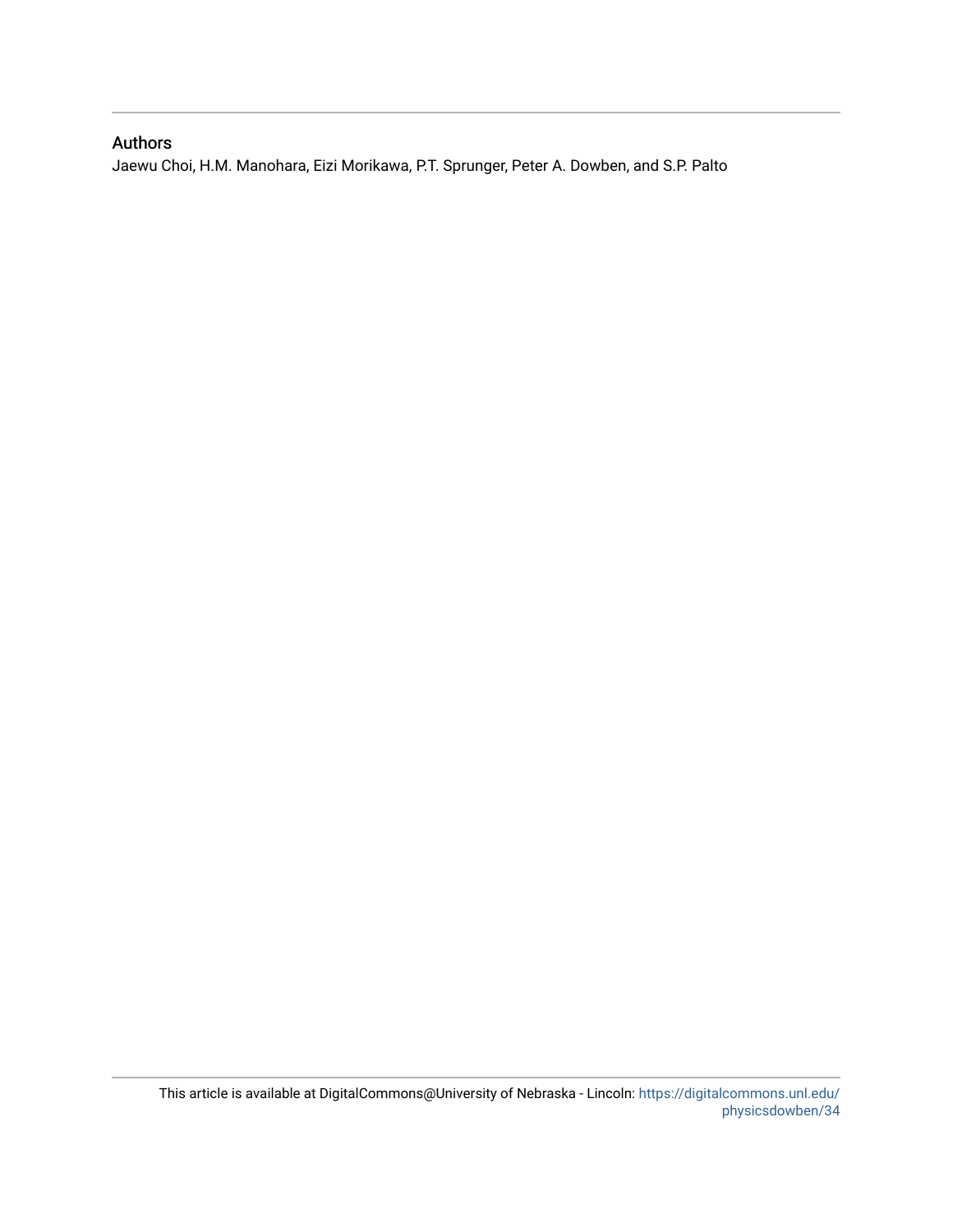## Authors

Jaewu Choi, H.M. Manohara, Eizi Morikawa, P.T. Sprunger, Peter A. Dowben, and S.P. Palto

This article is available at DigitalCommons@University of Nebraska - Lincoln: https://digitalcommons.unl.edu/physicsdowben/34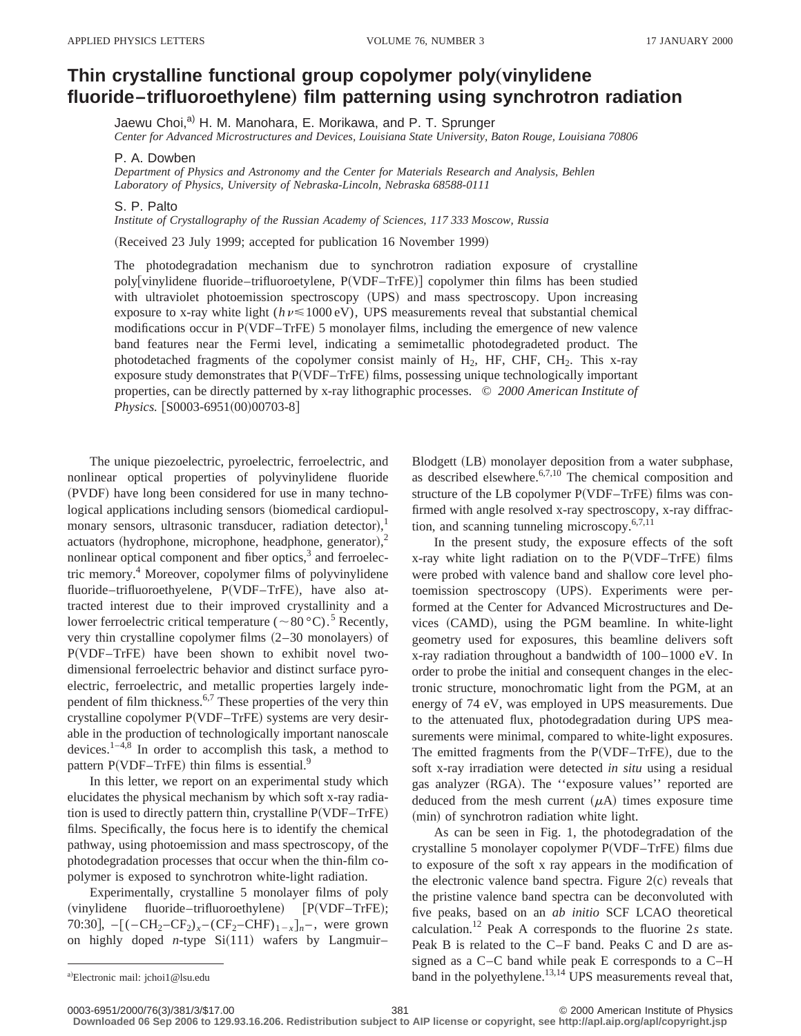# Thin crystalline functional group copolymer poly(vinylidene fluoride–trifluoroethylene) film patterning using synchrotron radiation

Jaewu Choi,[a] H. M. Manohara, E. Morikawa, and P. T. Sprunger

*Center for Advanced Microstructures and Devices, Louisiana State University, Baton Rouge, Louisiana 70806*

P. A. Dowben

*Department of Physics and Astronomy and the Center for Materials Research and Analysis, Behlen Laboratory of Physics, University of Nebraska-Lincoln, Nebraska 68588-0111*

S. P. Palto

*Institute of Crystallography of the Russian Academy of Sciences, 117 333 Moscow, Russia*

(Received 23 July 1999; accepted for publication 16 November 1999)

The photodegradation mechanism due to synchrotron radiation exposure of crystalline poly[vinylidene fluoride–trifluoroetylene, P(VDF–TrFE)] copolymer thin films has been studied with ultraviolet photoemission spectroscopy (UPS) and mass spectroscopy. Upon increasing exposure to x-ray white light ($h\nu \leqslant 1000$ eV), UPS measurements reveal that substantial chemical modifications occur in P(VDF–TrFE) 5 monolayer films, including the emergence of new valence band features near the Fermi level, indicating a semimetallic photodegradeted product. The photodetached fragments of the copolymer consist mainly of $H_2$, HF, CHF, $CH_2$. This x-ray exposure study demonstrates that P(VDF–TrFE) films, possessing unique technologically important properties, can be directly patterned by x-ray lithographic processes. © *2000 American Institute of Physics.* [S0003-6951(00)00703-8]

The unique piezoelectric, pyroelectric, ferroelectric, and nonlinear optical properties of polyvinylidene fluoride (PVDF) have long been considered for use in many technological applications including sensors (biomedical cardiopulmonary sensors, ultrasonic transducer, radiation detector),[1] actuators (hydrophone, microphone, headphone, generator),[2] nonlinear optical component and fiber optics,[3] and ferroelectric memory.[4] Moreover, copolymer films of polyvinylidene fluoride–trifluoroethyelene, P(VDF–TrFE), have also attracted interest due to their improved crystallinity and a lower ferroelectric critical temperature (~80 °C).[5] Recently, very thin crystalline copolymer films (2–30 monolayers) of P(VDF–TrFE) have been shown to exhibit novel two-dimensional ferroelectric behavior and distinct surface pyroelectric, ferroelectric, and metallic properties largely independent of film thickness.[6,7] These properties of the very thin crystalline copolymer P(VDF–TrFE) systems are very desirable in the production of technologically important nanoscale devices.[1–4,8] In order to accomplish this task, a method to pattern P(VDF–TrFE) thin films is essential.[9]

In this letter, we report on an experimental study which elucidates the physical mechanism by which soft x-ray radiation is used to directly pattern thin, crystalline P(VDF–TrFE) films. Specifically, the focus here is to identify the chemical pathway, using photoemission and mass spectroscopy, of the photodegradation processes that occur when the thin-film copolymer is exposed to synchrotron white-light radiation.

Experimentally, crystalline 5 monolayer films of poly (vinylidene fluoride–trifluoroethylene) [P(VDF–TrFE); 70:30], $-[(-CH_2-CF_2)_x-(CF_2-CHF)_{1-x}]_n-$, were grown on highly doped *n*-type Si(111) wafers by Langmuir–Blodgett (LB) monolayer deposition from a water subphase, as described elsewhere.[6,7,10] The chemical composition and structure of the LB copolymer P(VDF–TrFE) films was confirmed with angle resolved x-ray spectroscopy, x-ray diffraction, and scanning tunneling microscopy.[6,7,11]

In the present study, the exposure effects of the soft x-ray white light radiation on to the P(VDF–TrFE) films were probed with valence band and shallow core level photoemission spectroscopy (UPS). Experiments were performed at the Center for Advanced Microstructures and Devices (CAMD), using the PGM beamline. In white-light geometry used for exposures, this beamline delivers soft x-ray radiation throughout a bandwidth of 100–1000 eV. In order to probe the initial and consequent changes in the electronic structure, monochromatic light from the PGM, at an energy of 74 eV, was employed in UPS measurements. Due to the attenuated flux, photodegradation during UPS measurements were minimal, compared to white-light exposures. The emitted fragments from the P(VDF–TrFE), due to the soft x-ray irradiation were detected *in situ* using a residual gas analyzer (RGA). The ''exposure values'' reported are deduced from the mesh current ($\mu$A) times exposure time (min) of synchrotron radiation white light.

As can be seen in Fig. 1, the photodegradation of the crystalline 5 monolayer copolymer P(VDF–TrFE) films due to exposure of the soft x ray appears in the modification of the electronic valence band spectra. Figure 2(c) reveals that the pristine valence band spectra can be deconvoluted with five peaks, based on an *ab initio* SCF LCAO theoretical calculation.[12] Peak A corresponds to the fluorine 2*s* state. Peak B is related to the C–F band. Peaks C and D are assigned as a C–C band while peak E corresponds to a C–H band in the polyethylene.[13,14] UPS measurements reveal that,

[a]Electronic mail: jchoi1@lsu.edu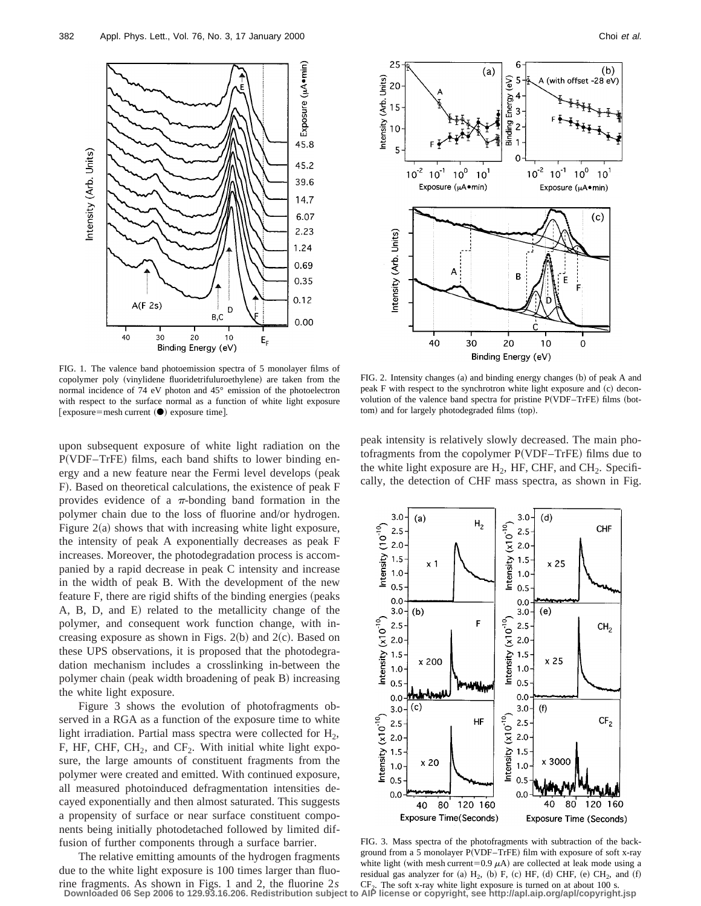FIG. 1. The valence band photoemission spectra of 5 monolayer films of copolymer poly (vinylidene fluoridetrifuluroethylene) are taken from the normal incidence of 74 eV photon and 45° emission of the photoelectron with respect to the surface normal as a function of white light exposure [exposure=mesh current (●) exposure time].

FIG. 2. Intensity changes (a) and binding energy changes (b) of peak A and peak F with respect to the synchrotron white light exposure and (c) deconvolution of the valence band spectra for pristine P(VDF–TrFE) films (bottom) and for largely photodegraded films (top).

upon subsequent exposure of white light radiation on the P(VDF–TrFE) films, each band shifts to lower binding energy and a new feature near the Fermi level develops (peak F). Based on theoretical calculations, the existence of peak F provides evidence of a $\pi$-bonding band formation in the polymer chain due to the loss of fluorine and/or hydrogen. Figure 2(a) shows that with increasing white light exposure, the intensity of peak A exponentially decreases as peak F increases. Moreover, the photodegradation process is accompanied by a rapid decrease in peak C intensity and increase in the width of peak B. With the development of the new feature F, there are rigid shifts of the binding energies (peaks A, B, D, and E) related to the metallicity change of the polymer, and consequent work function change, with increasing exposure as shown in Figs. 2(b) and 2(c). Based on these UPS observations, it is proposed that the photodegradation mechanism includes a crosslinking in-between the polymer chain (peak width broadening of peak B) increasing the white light exposure.

Figure 3 shows the evolution of photofragments observed in a RGA as a function of the exposure time to white light irradiation. Partial mass spectra were collected for $H_2$, F, HF, CHF, $CH_2$, and $CF_2$. With initial white light exposure, the large amounts of constituent fragments from the polymer were created and emitted. With continued exposure, all measured photoinduced defragmentation intensities decayed exponentially and then almost saturated. This suggests a propensity of surface or near surface constituent components being initially photodetached followed by limited diffusion of further components through a surface barrier.

The relative emitting amounts of the hydrogen fragments due to the white light exposure is 100 times larger than fluorine fragments. As shown in Figs. 1 and 2, the fluorine 2$s$ peak intensity is relatively slowly decreased. The main photofragments from the copolymer P(VDF–TrFE) films due to the white light exposure are $H_2$, HF, CHF, and $CH_2$. Specifically, the detection of CHF mass spectra, as shown in Fig.

FIG. 3. Mass spectra of the photofragments with subtraction of the background from a 5 monolayer P(VDF–TrFE) film with exposure of soft x-ray white light (with mesh current=0.9 $\mu$A) are collected at leak mode using a residual gas analyzer for (a) $H_2$, (b) F, (c) HF, (d) CHF, (e) $CH_2$, and (f) $CF_2$. The soft x-ray white light exposure is turned on at about 100 s.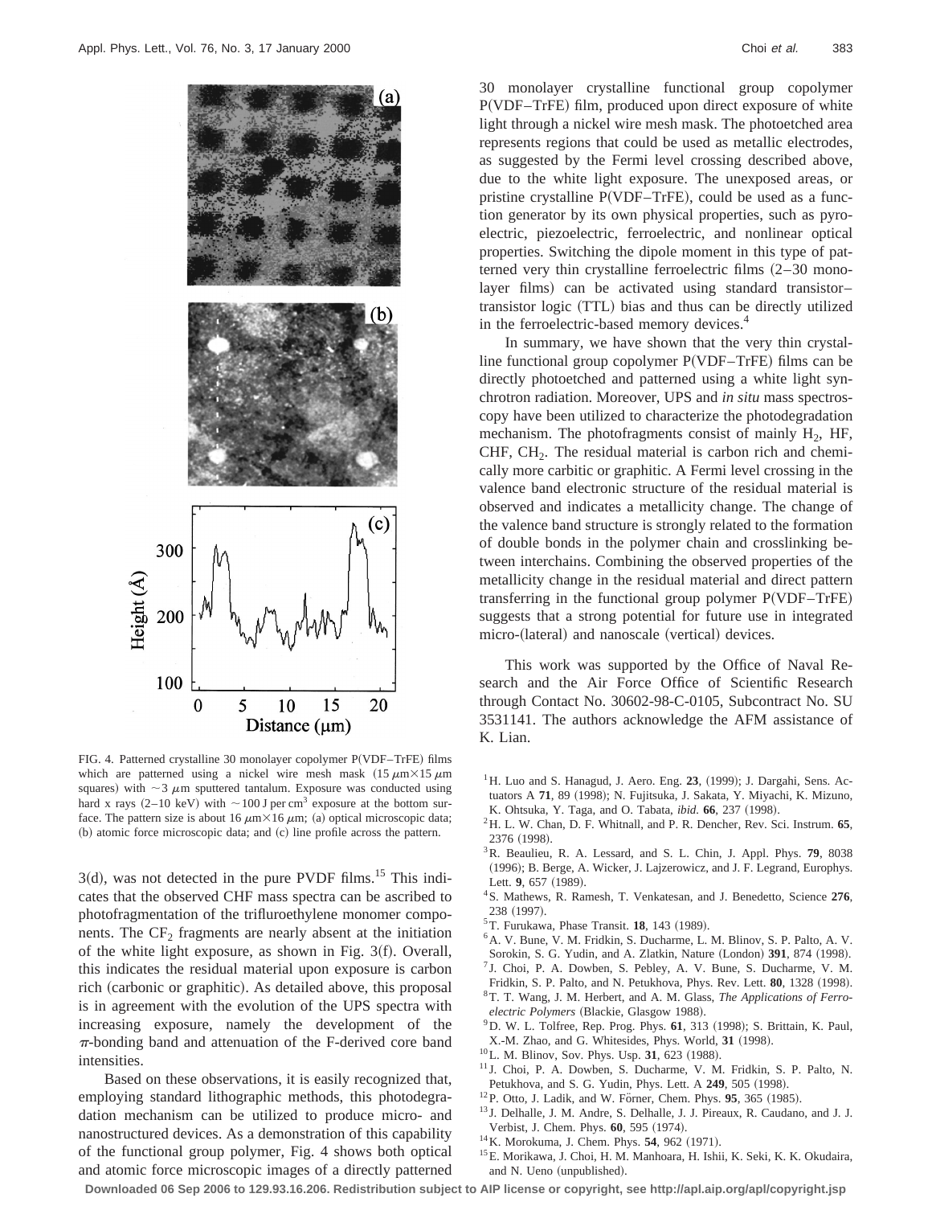(a)

(b)

(c)

300

200

100

Height (Å)

0 5 10 15 20

Distance (μm)

FIG. 4. Patterned crystalline 30 monolayer copolymer P(VDF–TrFE) films which are patterned using a nickel wire mesh mask (15 μm×15 μm squares) with ~3 μm sputtered tantalum. Exposure was conducted using hard x rays (2–10 keV) with ~100 J per cm$^3$ exposure at the bottom surface. The pattern size is about 16 μm×16 μm; (a) optical microscopic data; (b) atomic force microscopic data; and (c) line profile across the pattern.

3(d), was not detected in the pure PVDF films.[15] This indicates that the observed CHF mass spectra can be ascribed to photofragmentation of the trifluroethylene monomer components. The $CF_2$ fragments are nearly absent at the initiation of the white light exposure, as shown in Fig. 3(f). Overall, this indicates the residual material upon exposure is carbon rich (carbonic or graphitic). As detailed above, this proposal is in agreement with the evolution of the UPS spectra with increasing exposure, namely the development of the $\pi$-bonding band and attenuation of the F-derived core band intensities.

Based on these observations, it is easily recognized that, employing standard lithographic methods, this photodegradation mechanism can be utilized to produce micro- and nanostructured devices. As a demonstration of this capability of the functional group polymer, Fig. 4 shows both optical and atomic force microscopic images of a directly patterned 30 monolayer crystalline functional group copolymer P(VDF–TrFE) film, produced upon direct exposure of white light through a nickel wire mesh mask. The photoetched area represents regions that could be used as metallic electrodes, as suggested by the Fermi level crossing described above, due to the white light exposure. The unexposed areas, or pristine crystalline P(VDF–TrFE), could be used as a function generator by its own physical properties, such as pyroelectric, piezoelectric, ferroelectric, and nonlinear optical properties. Switching the dipole moment in this type of patterned very thin crystalline ferroelectric films (2–30 monolayer films) can be activated using standard transistor–transistor logic (TTL) bias and thus can be directly utilized in the ferroelectric-based memory devices.[4]

In summary, we have shown that the very thin crystalline functional group copolymer P(VDF–TrFE) films can be directly photoetched and patterned using a white light synchrotron radiation. Moreover, UPS and *in situ* mass spectroscopy have been utilized to characterize the photodegradation mechanism. The photofragments consist of mainly $H_2$, HF, CHF, $CH_2$. The residual material is carbon rich and chemically more carbitic or graphitic. A Fermi level crossing in the valence band electronic structure of the residual material is observed and indicates a metallicity change. The change of the valence band structure is strongly related to the formation of double bonds in the polymer chain and crosslinking between interchains. Combining the observed properties of the metallicity change in the residual material and direct pattern transferring in the functional group polymer P(VDF–TrFE) suggests that a strong potential for future use in integrated micro-(lateral) and nanoscale (vertical) devices.

This work was supported by the Office of Naval Research and the Air Force Office of Scientific Research through Contact No. 30602-98-C-0105, Subcontract No. SU 3531141. The authors acknowledge the AFM assistance of K. Lian.

[1] H. Luo and S. Hanagud, J. Aero. Eng. **23**, (1999); J. Dargahi, Sens. Actuators A **71**, 89 (1998); N. Fujitsuka, J. Sakata, Y. Miyachi, K. Mizuno, K. Ohtsuka, Y. Taga, and O. Tabata, *ibid.* **66**, 237 (1998).

[2] H. L. W. Chan, D. F. Whitnall, and P. R. Dencher, Rev. Sci. Instrum. **65**, 2376 (1998).

[3] R. Beaulieu, R. A. Lessard, and S. L. Chin, J. Appl. Phys. **79**, 8038 (1996); B. Berge, A. Wicker, J. Lajzerowicz, and J. F. Legrand, Europhys. Lett. **9**, 657 (1989).

[4] S. Mathews, R. Ramesh, T. Venkatesan, and J. Benedetto, Science **276**, 238 (1997).

[5] T. Furukawa, Phase Transit. **18**, 143 (1989).

[6] A. V. Bune, V. M. Fridkin, S. Ducharme, L. M. Blinov, S. P. Palto, A. V. Sorokin, S. G. Yudin, and A. Zlatkin, Nature (London) **391**, 874 (1998).

[7] J. Choi, P. A. Dowben, S. Pebley, A. V. Bune, S. Ducharme, V. M. Fridkin, S. P. Palto, and N. Petukhova, Phys. Rev. Lett. **80**, 1328 (1998).

[8] T. T. Wang, J. M. Herbert, and A. M. Glass, *The Applications of Ferroelectric Polymers* (Blackie, Glasgow 1988).

[9] D. W. L. Tolfree, Rep. Prog. Phys. **61**, 313 (1998); S. Brittain, K. Paul, X.-M. Zhao, and G. Whitesides, Phys. World, **31** (1998).

[10] L. M. Blinov, Sov. Phys. Usp. **31**, 623 (1988).

[11] J. Choi, P. A. Dowben, S. Ducharme, V. M. Fridkin, S. P. Palto, N. Petukhova, and S. G. Yudin, Phys. Lett. A **249**, 505 (1998).

[12] P. Otto, J. Ladik, and W. Förner, Chem. Phys. **95**, 365 (1985).

[13] J. Delhalle, J. M. Andre, S. Delhalle, J. J. Pireaux, R. Caudano, and J. J. Verbist, J. Chem. Phys. **60**, 595 (1974).

[14] K. Morokuma, J. Chem. Phys. **54**, 962 (1971).

[15] E. Morikawa, J. Choi, H. M. Manhoara, H. Ishii, K. Seki, K. K. Okudaira, and N. Ueno (unpublished).